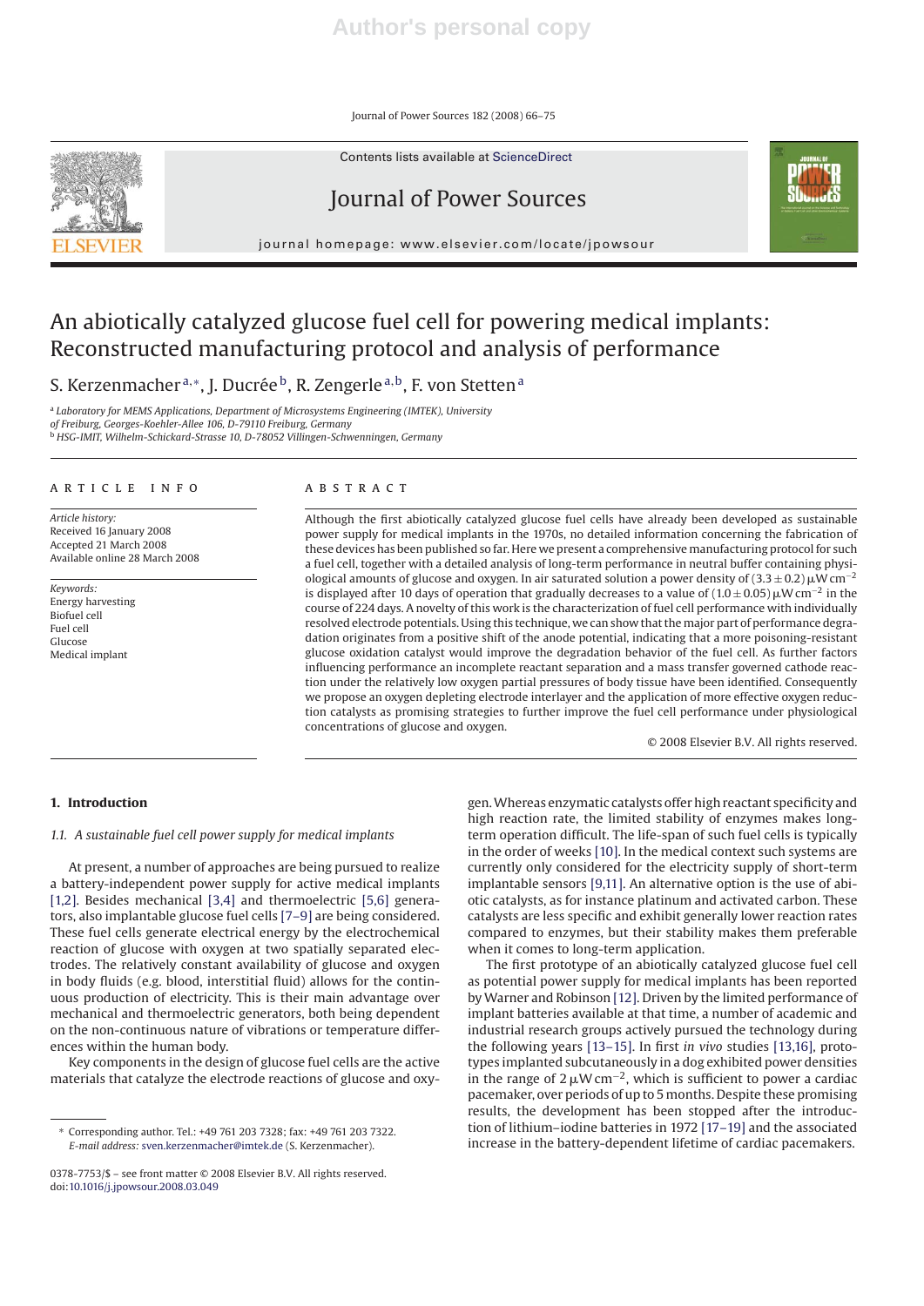# An abiotically catalyzed glucose fuel cell for powering medical implants: Reconstructed manufacturing protocol and analysis of performance

S. Kerzenmacher [a,*], J. Ducrée [b], R. Zengerle [a,b], F. von Stetten [a]

[a] Laboratory for MEMS Applications, Department of Microsystems Engineering (IMTEK), University of Freiburg, Georges-Koehler-Allee 106, D-79110 Freiburg, Germany
[b] HSG-IMIT, Wilhelm-Schickard-Strasse 10, D-78052 Villingen-Schwenningen, Germany

## ARTICLE INFO

*Article history:*
Received 16 January 2008
Accepted 21 March 2008
Available online 28 March 2008

*Keywords:*
Energy harvesting
Biofuel cell
Fuel cell
Glucose
Medical implant

## ABSTRACT

Although the first abiotically catalyzed glucose fuel cells have already been developed as sustainable power supply for medical implants in the 1970s, no detailed information concerning the fabrication of these devices has been published so far. Here we present a comprehensive manufacturing protocol for such a fuel cell, together with a detailed analysis of long-term performance in neutral buffer containing physiological amounts of glucose and oxygen. In air saturated solution a power density of $(3.3 \pm 0.2)\,\mu\mathrm{W\,cm^{-2}}$ is displayed after 10 days of operation that gradually decreases to a value of $(1.0 \pm 0.05)\,\mu\mathrm{W\,cm^{-2}}$ in the course of 224 days. A novelty of this work is the characterization of fuel cell performance with individually resolved electrode potentials. Using this technique, we can show that the major part of performance degradation originates from a positive shift of the anode potential, indicating that a more poisoning-resistant glucose oxidation catalyst would improve the degradation behavior of the fuel cell. As further factors influencing performance an incomplete reactant separation and a mass transfer governed cathode reaction under the relatively low oxygen partial pressures of body tissue have been identified. Consequently we propose an oxygen depleting electrode interlayer and the application of more effective oxygen reduction catalysts as promising strategies to further improve the fuel cell performance under physiological concentrations of glucose and oxygen.

© 2008 Elsevier B.V. All rights reserved.

## 1. Introduction

### 1.1. A sustainable fuel cell power supply for medical implants

At present, a number of approaches are being pursued to realize a battery-independent power supply for active medical implants [1,2]. Besides mechanical [3,4] and thermoelectric [5,6] generators, also implantable glucose fuel cells [7–9] are being considered. These fuel cells generate electrical energy by the electrochemical reaction of glucose with oxygen at two spatially separated electrodes. The relatively constant availability of glucose and oxygen in body fluids (e.g. blood, interstitial fluid) allows for the continuous production of electricity. This is their main advantage over mechanical and thermoelectric generators, both being dependent on the non-continuous nature of vibrations or temperature differences within the human body.

Key components in the design of glucose fuel cells are the active materials that catalyze the electrode reactions of glucose and oxygen. Whereas enzymatic catalysts offer high reactant specificity and high reaction rate, the limited stability of enzymes makes long-term operation difficult. The life-span of such fuel cells is typically in the order of weeks [10]. In the medical context such systems are currently only considered for the electricity supply of short-term implantable sensors [9,11]. An alternative option is the use of abiotic catalysts, as for instance platinum and activated carbon. These catalysts are less specific and exhibit generally lower reaction rates compared to enzymes, but their stability makes them preferable when it comes to long-term application.

The first prototype of an abiotically catalyzed glucose fuel cell as potential power supply for medical implants has been reported by Warner and Robinson [12]. Driven by the limited performance of implant batteries available at that time, a number of academic and industrial research groups actively pursued the technology during the following years [13–15]. In first *in vivo* studies [13,16], prototypes implanted subcutaneously in a dog exhibited power densities in the range of $2\,\mu\mathrm{W\,cm^{-2}}$, which is sufficient to power a cardiac pacemaker, over periods of up to 5 months. Despite these promising results, the development has been stopped after the introduction of lithium–iodine batteries in 1972 [17–19] and the associated increase in the battery-dependent lifetime of cardiac pacemakers.

* Corresponding author. Tel.: +49 761 203 7328; fax: +49 761 203 7322.
*E-mail address:* sven.kerzenmacher@imtek.de (S. Kerzenmacher).

0378-7753/$ – see front matter © 2008 Elsevier B.V. All rights reserved.
doi:10.1016/j.jpowsour.2008.03.049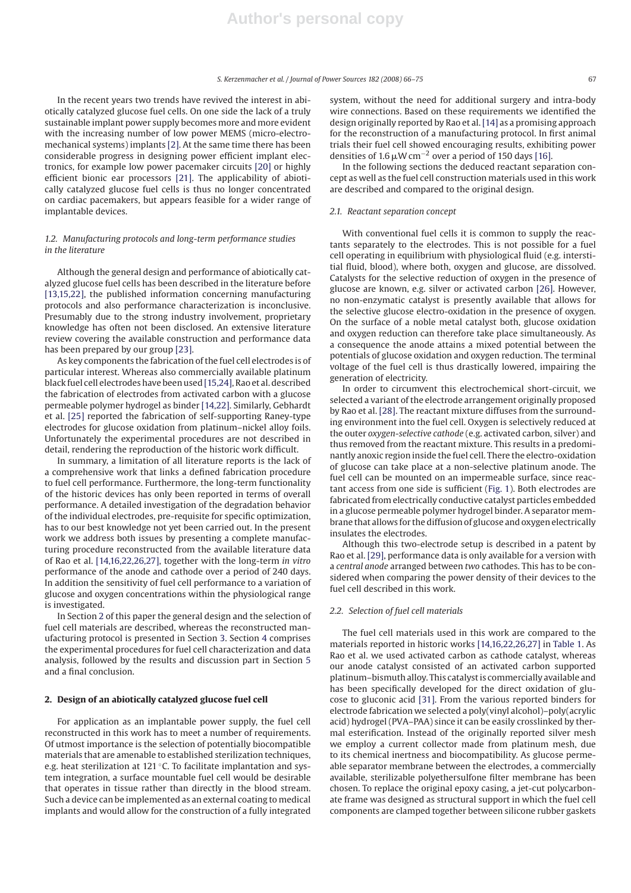In the recent years two trends have revived the interest in abiotically catalyzed glucose fuel cells. On one side the lack of a truly sustainable implant power supply becomes more and more evident with the increasing number of low power MEMS (micro-electro-mechanical systems) implants [2]. At the same time there has been considerable progress in designing power efficient implant electronics, for example low power pacemaker circuits [20] or highly efficient bionic ear processors [21]. The applicability of abiotically catalyzed glucose fuel cells is thus no longer concentrated on cardiac pacemakers, but appears feasible for a wider range of implantable devices.

### 1.2. Manufacturing protocols and long-term performance studies in the literature

Although the general design and performance of abiotically catalyzed glucose fuel cells has been described in the literature before [13,15,22], the published information concerning manufacturing protocols and also performance characterization is inconclusive. Presumably due to the strong industry involvement, proprietary knowledge has often not been disclosed. An extensive literature review covering the available construction and performance data has been prepared by our group [23].

As key components the fabrication of the fuel cell electrodes is of particular interest. Whereas also commercially available platinum black fuel cell electrodes have been used [15,24], Rao et al. described the fabrication of electrodes from activated carbon with a glucose permeable polymer hydrogel as binder [14,22]. Similarly, Gebhardt et al. [25] reported the fabrication of self-supporting Raney-type electrodes for glucose oxidation from platinum–nickel alloy foils. Unfortunately the experimental procedures are not described in detail, rendering the reproduction of the historic work difficult.

In summary, a limitation of all literature reports is the lack of a comprehensive work that links a defined fabrication procedure to fuel cell performance. Furthermore, the long-term functionality of the historic devices has only been reported in terms of overall performance. A detailed investigation of the degradation behavior of the individual electrodes, pre-requisite for specific optimization, has to our best knowledge not yet been carried out. In the present work we address both issues by presenting a complete manufacturing procedure reconstructed from the available literature data of Rao et al. [14,16,22,26,27], together with the long-term *in vitro* performance of the anode and cathode over a period of 240 days. In addition the sensitivity of fuel cell performance to a variation of glucose and oxygen concentrations within the physiological range is investigated.

In Section 2 of this paper the general design and the selection of fuel cell materials are described, whereas the reconstructed manufacturing protocol is presented in Section 3. Section 4 comprises the experimental procedures for fuel cell characterization and data analysis, followed by the results and discussion part in Section 5 and a final conclusion.

## 2. Design of an abiotically catalyzed glucose fuel cell

For application as an implantable power supply, the fuel cell reconstructed in this work has to meet a number of requirements. Of utmost importance is the selection of potentially biocompatible materials that are amenable to established sterilization techniques, e.g. heat sterilization at 121 °C. To facilitate implantation and system integration, a surface mountable fuel cell would be desirable that operates in tissue rather than directly in the blood stream. Such a device can be implemented as an external coating to medical implants and would allow for the construction of a fully integrated system, without the need for additional surgery and intra-body wire connections. Based on these requirements we identified the design originally reported by Rao et al. [14] as a promising approach for the reconstruction of a manufacturing protocol. In first animal trials their fuel cell showed encouraging results, exhibiting power densities of 1.6 $\mu W\,cm^{-2}$ over a period of 150 days [16].

In the following sections the deduced reactant separation concept as well as the fuel cell construction materials used in this work are described and compared to the original design.

### 2.1. Reactant separation concept

With conventional fuel cells it is common to supply the reactants separately to the electrodes. This is not possible for a fuel cell operating in equilibrium with physiological fluid (e.g. interstitial fluid, blood), where both, oxygen and glucose, are dissolved. Catalysts for the selective reduction of oxygen in the presence of glucose are known, e.g. silver or activated carbon [26]. However, no non-enzymatic catalyst is presently available that allows for the selective glucose electro-oxidation in the presence of oxygen. On the surface of a noble metal catalyst both, glucose oxidation and oxygen reduction can therefore take place simultaneously. As a consequence the anode attains a mixed potential between the potentials of glucose oxidation and oxygen reduction. The terminal voltage of the fuel cell is thus drastically lowered, impairing the generation of electricity.

In order to circumvent this electrochemical short-circuit, we selected a variant of the electrode arrangement originally proposed by Rao et al. [28]. The reactant mixture diffuses from the surrounding environment into the fuel cell. Oxygen is selectively reduced at the outer *oxygen-selective cathode* (e.g. activated carbon, silver) and thus removed from the reactant mixture. This results in a predominantly anoxic region inside the fuel cell. There the electro-oxidation of glucose can take place at a non-selective platinum anode. The fuel cell can be mounted on an impermeable surface, since reactant access from one side is sufficient (Fig. 1). Both electrodes are fabricated from electrically conductive catalyst particles embedded in a glucose permeable polymer hydrogel binder. A separator membrane that allows for the diffusion of glucose and oxygen electrically insulates the electrodes.

Although this two-electrode setup is described in a patent by Rao et al. [29], performance data is only available for a version with a *central anode* arranged between *two* cathodes. This has to be considered when comparing the power density of their devices to the fuel cell described in this work.

### 2.2. Selection of fuel cell materials

The fuel cell materials used in this work are compared to the materials reported in historic works [14,16,22,26,27] in Table 1. As Rao et al. we used activated carbon as cathode catalyst, whereas our anode catalyst consisted of an activated carbon supported platinum–bismuth alloy. This catalyst is commercially available and has been specifically developed for the direct oxidation of glucose to gluconic acid [31]. From the various reported binders for electrode fabrication we selected a poly(vinyl alcohol)–poly(acrylic acid) hydrogel (PVA–PAA) since it can be easily crosslinked by thermal esterification. Instead of the originally reported silver mesh we employ a current collector made from platinum mesh, due to its chemical inertness and biocompatibility. As glucose permeable separator membrane between the electrodes, a commercially available, sterilizable polyethersulfone filter membrane has been chosen. To replace the original epoxy casing, a jet-cut polycarbonate frame was designed as structural support in which the fuel cell components are clamped together between silicone rubber gaskets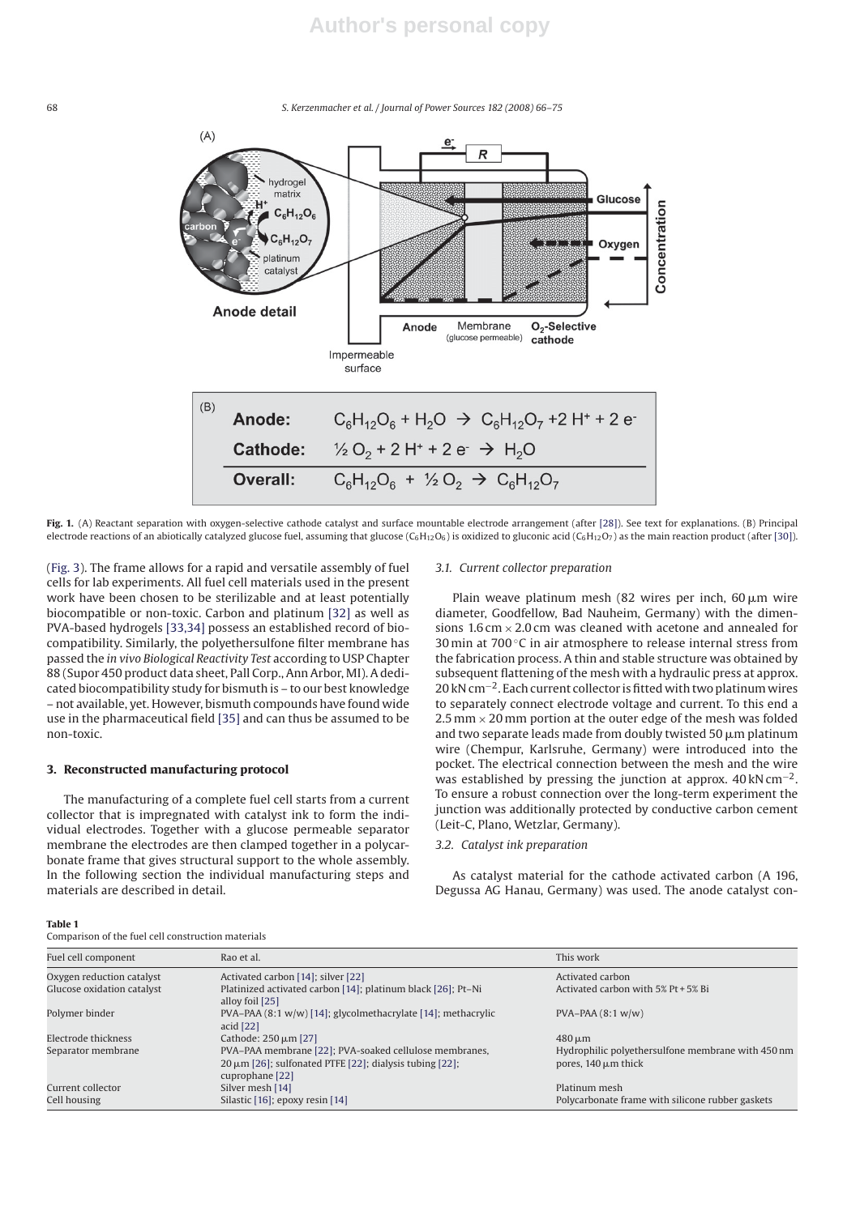**Fig. 1.** (A) Reactant separation with oxygen-selective cathode catalyst and surface mountable electrode arrangement (after [28]). See text for explanations. (B) Principal electrode reactions of an abiotically catalyzed glucose fuel, assuming that glucose ($C_6H_{12}O_6$) is oxidized to gluconic acid ($C_6H_{12}O_7$) as the main reaction product (after [30]).

(Fig. 3). The frame allows for a rapid and versatile assembly of fuel cells for lab experiments. All fuel cell materials used in the present work have been chosen to be sterilizable and at least potentially biocompatible or non-toxic. Carbon and platinum [32] as well as PVA-based hydrogels [33,34] possess an established record of biocompatibility. Similarly, the polyethersulfone filter membrane has passed the *in vivo Biological Reactivity Test* according to USP Chapter 88 (Supor 450 product data sheet, Pall Corp., Ann Arbor, MI). A dedicated biocompatibility study for bismuth is – to our best knowledge – not available, yet. However, bismuth compounds have found wide use in the pharmaceutical field [35] and can thus be assumed to be non-toxic.

## 3. Reconstructed manufacturing protocol

The manufacturing of a complete fuel cell starts from a current collector that is impregnated with catalyst ink to form the individual electrodes. Together with a glucose permeable separator membrane the electrodes are then clamped together in a polycarbonate frame that gives structural support to the whole assembly. In the following section the individual manufacturing steps and materials are described in detail.

### 3.1. Current collector preparation

Plain weave platinum mesh (82 wires per inch, 60 μm wire diameter, Goodfellow, Bad Nauheim, Germany) with the dimensions 1.6 cm × 2.0 cm was cleaned with acetone and annealed for 30 min at 700 °C in air atmosphere to release internal stress from the fabrication process. A thin and stable structure was obtained by subsequent flattening of the mesh with a hydraulic press at approx. 20 kN cm$^{-2}$. Each current collector is fitted with two platinum wires to separately connect electrode voltage and current. To this end a 2.5 mm × 20 mm portion at the outer edge of the mesh was folded and two separate leads made from doubly twisted 50 μm platinum wire (Chempur, Karlsruhe, Germany) were introduced into the pocket. The electrical connection between the mesh and the wire was established by pressing the junction at approx. 40 kN cm$^{-2}$. To ensure a robust connection over the long-term experiment the junction was additionally protected by conductive carbon cement (Leit-C, Plano, Wetzlar, Germany).

### 3.2. Catalyst ink preparation

As catalyst material for the cathode activated carbon (A 196, Degussa AG Hanau, Germany) was used. The anode catalyst con-

**Table 1**
Comparison of the fuel cell construction materials

| Fuel cell component | Rao et al. | This work |
|---|---|---|
| Oxygen reduction catalyst | Activated carbon [14]; silver [22] | Activated carbon |
| Glucose oxidation catalyst | Platinized activated carbon [14]; platinum black [26]; Pt–Ni alloy foil [25] | Activated carbon with 5% Pt + 5% Bi |
| Polymer binder | PVA–PAA (8:1 w/w) [14]; glycolmethacrylate [14]; methacrylic acid [22] | PVA–PAA (8:1 w/w) |
| Electrode thickness | Cathode: 250 μm [27] | 480 μm |
| Separator membrane | PVA–PAA membrane [22]; PVA-soaked cellulose membranes, 20 μm [26]; sulfonated PTFE [22]; dialysis tubing [22]; cuprophane [22] | Hydrophilic polyethersulfone membrane with 450 nm pores, 140 μm thick |
| Current collector | Silver mesh [14] | Platinum mesh |
| Cell housing | Silastic [16]; epoxy resin [14] | Polycarbonate frame with silicone rubber gaskets |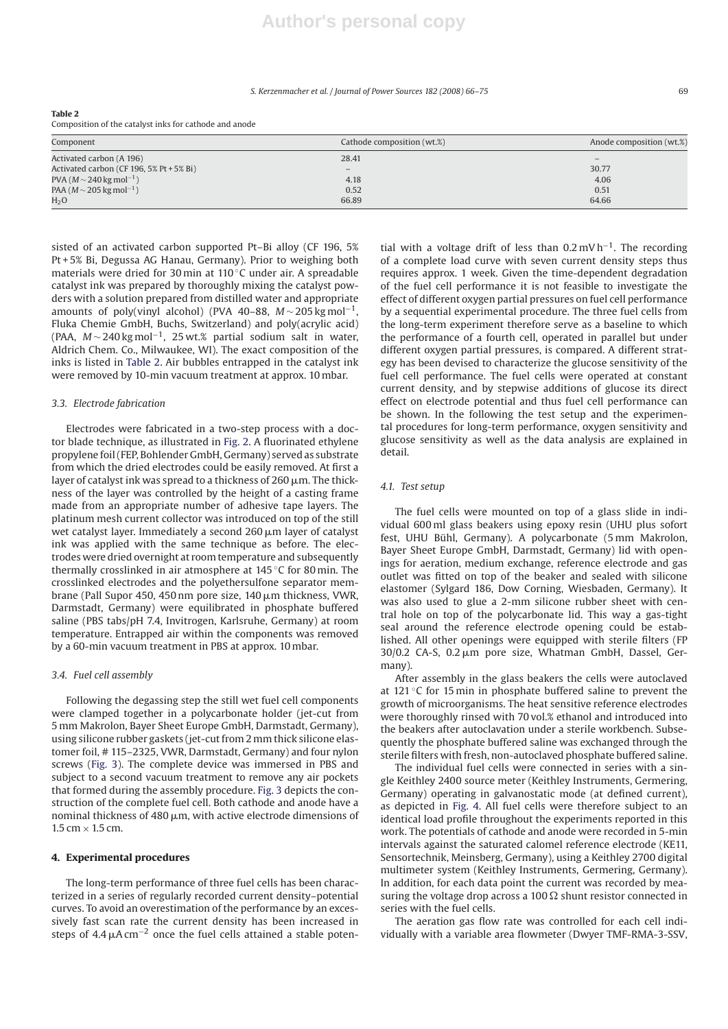**Table 2**
Composition of the catalyst inks for cathode and anode

| Component | Cathode composition (wt.%) | Anode composition (wt.%) |
|---|---|---|
| Activated carbon (A 196) | 28.41 | – |
| Activated carbon (CF 196, 5% Pt + 5% Bi) | – | 30.77 |
| PVA ($M \sim 240\,\mathrm{kg\,mol^{-1}}$) | 4.18 | 4.06 |
| PAA ($M \sim 205\,\mathrm{kg\,mol^{-1}}$) | 0.52 | 0.51 |
| $H_2O$ | 66.89 | 64.66 |

sisted of an activated carbon supported Pt–Bi alloy (CF 196, 5% Pt + 5% Bi, Degussa AG Hanau, Germany). Prior to weighing both materials were dried for 30 min at 110 °C under air. A spreadable catalyst ink was prepared by thoroughly mixing the catalyst powders with a solution prepared from distilled water and appropriate amounts of poly(vinyl alcohol) (PVA 40–88, $M \sim 205\,\mathrm{kg\,mol^{-1}}$, Fluka Chemie GmbH, Buchs, Switzerland) and poly(acrylic acid) (PAA, $M \sim 240\,\mathrm{kg\,mol^{-1}}$, 25 wt.% partial sodium salt in water, Aldrich Chem. Co., Milwaukee, WI). The exact composition of the inks is listed in Table 2. Air bubbles entrapped in the catalyst ink were removed by 10-min vacuum treatment at approx. 10 mbar.

### 3.3. Electrode fabrication

Electrodes were fabricated in a two-step process with a doctor blade technique, as illustrated in Fig. 2. A fluorinated ethylene propylene foil (FEP, Bohlender GmbH, Germany) served as substrate from which the dried electrodes could be easily removed. At first a layer of catalyst ink was spread to a thickness of 260 μm. The thickness of the layer was controlled by the height of a casting frame made from an appropriate number of adhesive tape layers. The platinum mesh current collector was introduced on top of the still wet catalyst layer. Immediately a second 260 μm layer of catalyst ink was applied with the same technique as before. The electrodes were dried overnight at room temperature and subsequently thermally crosslinked in air atmosphere at 145 °C for 80 min. The crosslinked electrodes and the polyethersulfone separator membrane (Pall Supor 450, 450 nm pore size, 140 μm thickness, VWR, Darmstadt, Germany) were equilibrated in phosphate buffered saline (PBS tabs/pH 7.4, Invitrogen, Karlsruhe, Germany) at room temperature. Entrapped air within the components was removed by a 60-min vacuum treatment in PBS at approx. 10 mbar.

### 3.4. Fuel cell assembly

Following the degassing step the still wet fuel cell components were clamped together in a polycarbonate holder (jet-cut from 5 mm Makrolon, Bayer Sheet Europe GmbH, Darmstadt, Germany), using silicone rubber gaskets (jet-cut from 2 mm thick silicone elastomer foil, # 115–2325, VWR, Darmstadt, Germany) and four nylon screws (Fig. 3). The complete device was immersed in PBS and subject to a second vacuum treatment to remove any air pockets that formed during the assembly procedure. Fig. 3 depicts the construction of the complete fuel cell. Both cathode and anode have a nominal thickness of 480 μm, with active electrode dimensions of 1.5 cm × 1.5 cm.

## 4. Experimental procedures

The long-term performance of three fuel cells has been characterized in a series of regularly recorded current density–potential curves. To avoid an overestimation of the performance by an excessively fast scan rate the current density has been increased in steps of $4.4\,\mu\mathrm{A\,cm^{-2}}$ once the fuel cells attained a stable potential with a voltage drift of less than $0.2\,\mathrm{mV\,h^{-1}}$. The recording of a complete load curve with seven current density steps thus requires approx. 1 week. Given the time-dependent degradation of the fuel cell performance it is not feasible to investigate the effect of different oxygen partial pressures on fuel cell performance by a sequential experimental procedure. The three fuel cells from the long-term experiment therefore serve as a baseline to which the performance of a fourth cell, operated in parallel but under different oxygen partial pressures, is compared. A different strategy has been devised to characterize the glucose sensitivity of the fuel cell performance. The fuel cells were operated at constant current density, and by stepwise additions of glucose its direct effect on electrode potential and thus fuel cell performance can be shown. In the following the test setup and the experimental procedures for long-term performance, oxygen sensitivity and glucose sensitivity as well as the data analysis are explained in detail.

### 4.1. Test setup

The fuel cells were mounted on top of a glass slide in individual 600 ml glass beakers using epoxy resin (UHU plus sofort fest, UHU Bühl, Germany). A polycarbonate (5 mm Makrolon, Bayer Sheet Europe GmbH, Darmstadt, Germany) lid with openings for aeration, medium exchange, reference electrode and gas outlet was fitted on top of the beaker and sealed with silicone elastomer (Sylgard 186, Dow Corning, Wiesbaden, Germany). It was also used to glue a 2-mm silicone rubber sheet with central hole on top of the polycarbonate lid. This way a gas-tight seal around the reference electrode opening could be established. All other openings were equipped with sterile filters (FP 30/0.2 CA-S, 0.2 μm pore size, Whatman GmbH, Dassel, Germany).

After assembly in the glass beakers the cells were autoclaved at 121 °C for 15 min in phosphate buffered saline to prevent the growth of microorganisms. The heat sensitive reference electrodes were thoroughly rinsed with 70 vol.% ethanol and introduced into the beakers after autoclavation under a sterile workbench. Subsequently the phosphate buffered saline was exchanged through the sterile filters with fresh, non-autoclaved phosphate buffered saline.

The individual fuel cells were connected in series with a single Keithley 2400 source meter (Keithley Instruments, Germering, Germany) operating in galvanostatic mode (at defined current), as depicted in Fig. 4. All fuel cells were therefore subject to an identical load profile throughout the experiments reported in this work. The potentials of cathode and anode were recorded in 5-min intervals against the saturated calomel reference electrode (KE11, Sensortechnik, Meinsberg, Germany), using a Keithley 2700 digital multimeter system (Keithley Instruments, Germering, Germany). In addition, for each data point the current was recorded by measuring the voltage drop across a 100 Ω shunt resistor connected in series with the fuel cells.

The aeration gas flow rate was controlled for each cell individually with a variable area flowmeter (Dwyer TMF-RMA-3-SSV,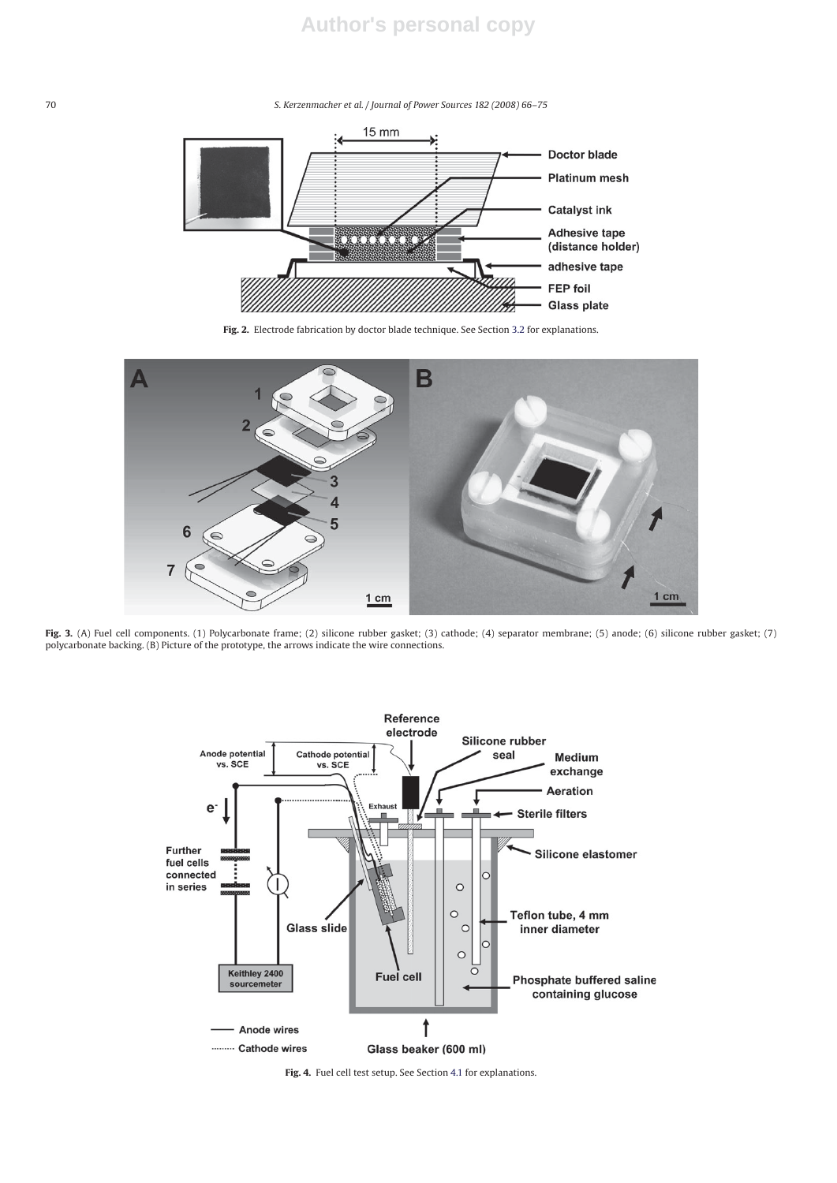**Fig. 2.** Electrode fabrication by doctor blade technique. See Section 3.2 for explanations.

**Fig. 3.** (A) Fuel cell components. (1) Polycarbonate frame; (2) silicone rubber gasket; (3) cathode; (4) separator membrane; (5) anode; (6) silicone rubber gasket; (7) polycarbonate backing. (B) Picture of the prototype, the arrows indicate the wire connections.

**Fig. 4.** Fuel cell test setup. See Section 4.1 for explanations.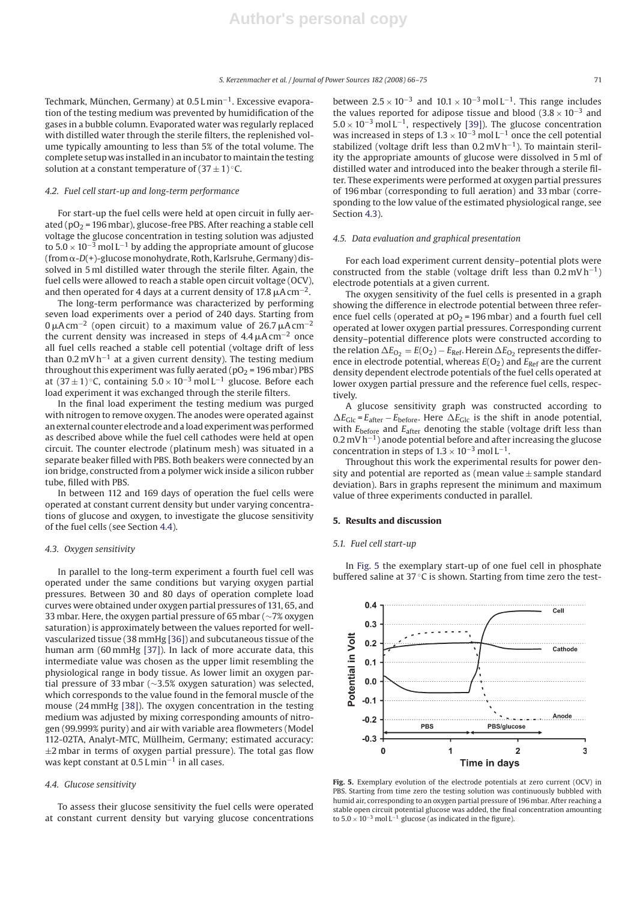Techmark, München, Germany) at 0.5 L min$^{-1}$. Excessive evaporation of the testing medium was prevented by humidification of the gases in a bubble column. Evaporated water was regularly replaced with distilled water through the sterile filters, the replenished volume typically amounting to less than 5% of the total volume. The complete setup was installed in an incubator to maintain the testing solution at a constant temperature of (37 ± 1) °C.

### 4.2. Fuel cell start-up and long-term performance

For start-up the fuel cells were held at open circuit in fully aerated ($pO_2$ = 196 mbar), glucose-free PBS. After reaching a stable cell voltage the glucose concentration in testing solution was adjusted to $5.0 \times 10^{-3}$ mol L$^{-1}$ by adding the appropriate amount of glucose (from α-D(+)-glucose monohydrate, Roth, Karlsruhe, Germany) dissolved in 5 ml distilled water through the sterile filter. Again, the fuel cells were allowed to reach a stable open circuit voltage (OCV), and then operated for 4 days at a current density of 17.8 μA cm$^{-2}$.

The long-term performance was characterized by performing seven load experiments over a period of 240 days. Starting from 0 μA cm$^{-2}$ (open circuit) to a maximum value of 26.7 μA cm$^{-2}$ the current density was increased in steps of 4.4 μA cm$^{-2}$ once all fuel cells reached a stable cell potential (voltage drift of less than 0.2 mV h$^{-1}$ at a given current density). The testing medium throughout this experiment was fully aerated ($pO_2$ = 196 mbar) PBS at (37 ± 1) °C, containing $5.0 \times 10^{-3}$ mol L$^{-1}$ glucose. Before each load experiment it was exchanged through the sterile filters.

In the final load experiment the testing medium was purged with nitrogen to remove oxygen. The anodes were operated against an external counter electrode and a load experiment was performed as described above while the fuel cell cathodes were held at open circuit. The counter electrode (platinum mesh) was situated in a separate beaker filled with PBS. Both beakers were connected by an ion bridge, constructed from a polymer wick inside a silicon rubber tube, filled with PBS.

In between 112 and 169 days of operation the fuel cells were operated at constant current density but under varying concentrations of glucose and oxygen, to investigate the glucose sensitivity of the fuel cells (see Section 4.4).

### 4.3. Oxygen sensitivity

In parallel to the long-term experiment a fourth fuel cell was operated under the same conditions but varying oxygen partial pressures. Between 30 and 80 days of operation complete load curves were obtained under oxygen partial pressures of 131, 65, and 33 mbar. Here, the oxygen partial pressure of 65 mbar (∼7% oxygen saturation) is approximately between the values reported for well-vascularized tissue (38 mmHg [36]) and subcutaneous tissue of the human arm (60 mmHg [37]). In lack of more accurate data, this intermediate value was chosen as the upper limit resembling the physiological range in body tissue. As lower limit an oxygen partial pressure of 33 mbar (∼3.5% oxygen saturation) was selected, which corresponds to the value found in the femoral muscle of the mouse (24 mmHg [38]). The oxygen concentration in the testing medium was adjusted by mixing corresponding amounts of nitrogen (99.999% purity) and air with variable area flowmeters (Model 112-02TA, Analyt-MTC, Müllheim, Germany; estimated accuracy: ±2 mbar in terms of oxygen partial pressure). The total gas flow was kept constant at 0.5 L min$^{-1}$ in all cases.

### 4.4. Glucose sensitivity

To assess their glucose sensitivity the fuel cells were operated at constant current density but varying glucose concentrations between $2.5 \times 10^{-3}$ and $10.1 \times 10^{-3}$ mol L$^{-1}$. This range includes the values reported for adipose tissue and blood ($3.8 \times 10^{-3}$ and $5.0 \times 10^{-3}$ mol L$^{-1}$, respectively [39]). The glucose concentration was increased in steps of $1.3 \times 10^{-3}$ mol L$^{-1}$ once the cell potential stabilized (voltage drift less than 0.2 mV h$^{-1}$). To maintain sterility the appropriate amounts of glucose were dissolved in 5 ml of distilled water and introduced into the beaker through a sterile filter. These experiments were performed at oxygen partial pressures of 196 mbar (corresponding to full aeration) and 33 mbar (corresponding to the low value of the estimated physiological range, see Section 4.3).

### 4.5. Data evaluation and graphical presentation

For each load experiment current density–potential plots were constructed from the stable (voltage drift less than 0.2 mV h$^{-1}$) electrode potentials at a given current.

The oxygen sensitivity of the fuel cells is presented in a graph showing the difference in electrode potential between three reference fuel cells (operated at $pO_2$ = 196 mbar) and a fourth fuel cell operated at lower oxygen partial pressures. Corresponding current density–potential difference plots were constructed according to the relation $\Delta E_{O_2} = E(O_2) - E_{Ref}$. Herein $\Delta E_{O_2}$ represents the difference in electrode potential, whereas $E(O_2)$ and $E_{Ref}$ are the current density dependent electrode potentials of the fuel cells operated at lower oxygen partial pressure and the reference fuel cells, respectively.

A glucose sensitivity graph was constructed according to $\Delta E_{Glc} = E_{after} - E_{before}$. Here $\Delta E_{Glc}$ is the shift in anode potential, with $E_{before}$ and $E_{after}$ denoting the stable (voltage drift less than 0.2 mV h$^{-1}$) anode potential before and after increasing the glucose concentration in steps of $1.3 \times 10^{-3}$ mol L$^{-1}$.

Throughout this work the experimental results for power density and potential are reported as (mean value ± sample standard deviation). Bars in graphs represent the minimum and maximum value of three experiments conducted in parallel.

## 5. Results and discussion

### 5.1. Fuel cell start-up

In Fig. 5 the exemplary start-up of one fuel cell in phosphate buffered saline at 37 °C is shown. Starting from time zero the test-

**Fig. 5.** Exemplary evolution of the electrode potentials at zero current (OCV) in PBS. Starting from time zero the testing solution was continuously bubbled with humid air, corresponding to an oxygen partial pressure of 196 mbar. After reaching a stable open circuit potential glucose was added, the final concentration amounting to $5.0 \times 10^{-3}$ mol L$^{-1}$ glucose (as indicated in the figure).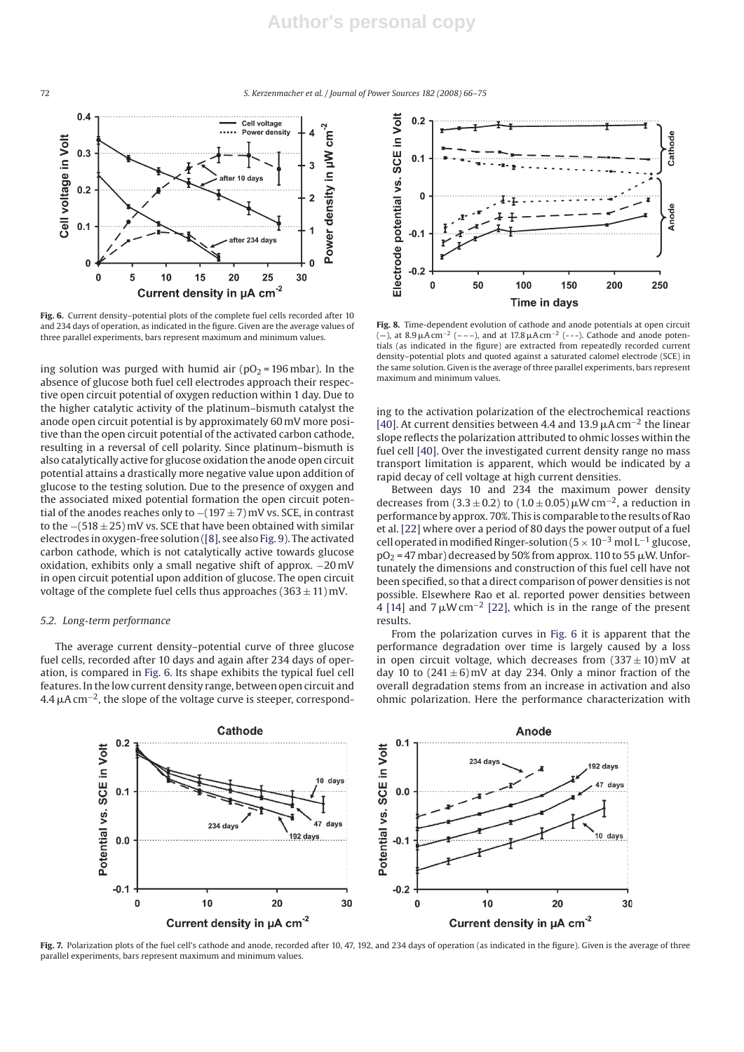Fig. 6. Current density–potential plots of the complete fuel cells recorded after 10 and 234 days of operation, as indicated in the figure. Given are the average values of three parallel experiments, bars represent maximum and minimum values.

ing solution was purged with humid air ($pO_2$ = 196 mbar). In the absence of glucose both fuel cell electrodes approach their respective open circuit potential of oxygen reduction within 1 day. Due to the higher catalytic activity of the platinum–bismuth catalyst the anode open circuit potential is by approximately 60 mV more positive than the open circuit potential of the activated carbon cathode, resulting in a reversal of cell polarity. Since platinum–bismuth is also catalytically active for glucose oxidation the anode open circuit potential attains a drastically more negative value upon addition of glucose to the testing solution. Due to the presence of oxygen and the associated mixed potential formation the open circuit potential of the anodes reaches only to $-(197 \pm 7)$ mV vs. SCE, in contrast to the $-(518 \pm 25)$ mV vs. SCE that have been obtained with similar electrodes in oxygen-free solution ([8], see also Fig. 9). The activated carbon cathode, which is not catalytically active towards glucose oxidation, exhibits only a small negative shift of approx. −20 mV in open circuit potential upon addition of glucose. The open circuit voltage of the complete fuel cells thus approaches $(363 \pm 11)$ mV.

### 5.2. Long-term performance

The average current density–potential curve of three glucose fuel cells, recorded after 10 days and again after 234 days of operation, is compared in Fig. 6. Its shape exhibits the typical fuel cell features. In the low current density range, between open circuit and 4.4 $\mu A\,cm^{-2}$, the slope of the voltage curve is steeper, corresponding to the activation polarization of the electrochemical reactions [40]. At current densities between 4.4 and 13.9 $\mu A\,cm^{-2}$ the linear slope reflects the polarization attributed to ohmic losses within the fuel cell [40]. Over the investigated current density range no mass transport limitation is apparent, which would be indicated by a rapid decay of cell voltage at high current densities.

Between days 10 and 234 the maximum power density decreases from $(3.3 \pm 0.2)$ to $(1.0 \pm 0.05)\,\mu W\,cm^{-2}$, a reduction in performance by approx. 70%. This is comparable to the results of Rao et al. [22] where over a period of 80 days the power output of a fuel cell operated in modified Ringer-solution ($5 \times 10^{-3}$ mol $L^{-1}$ glucose, $pO_2$ = 47 mbar) decreased by 50% from approx. 110 to 55 μW. Unfortunately the dimensions and construction of this fuel cell have not been specified, so that a direct comparison of power densities is not possible. Elsewhere Rao et al. reported power densities between 4 [14] and 7 $\mu W\,cm^{-2}$ [22], which is in the range of the present results.

From the polarization curves in Fig. 6 it is apparent that the performance degradation over time is largely caused by a loss in open circuit voltage, which decreases from $(337 \pm 10)$ mV at day 10 to $(241 \pm 6)$ mV at day 234. Only a minor fraction of the overall degradation stems from an increase in activation and also ohmic polarization. Here the performance characterization with

Fig. 8. Time-dependent evolution of cathode and anode potentials at open circuit (—), at 8.9 $\mu A\,cm^{-2}$ (– – –), and at 17.8 $\mu A\,cm^{-2}$ (- - -). Cathode and anode potentials (as indicated in the figure) are extracted from repeatedly recorded current density–potential plots and quoted against a saturated calomel electrode (SCE) in the same solution. Given is the average of three parallel experiments, bars represent maximum and minimum values.

Fig. 7. Polarization plots of the fuel cell's cathode and anode, recorded after 10, 47, 192, and 234 days of operation (as indicated in the figure). Given is the average of three parallel experiments, bars represent maximum and minimum values.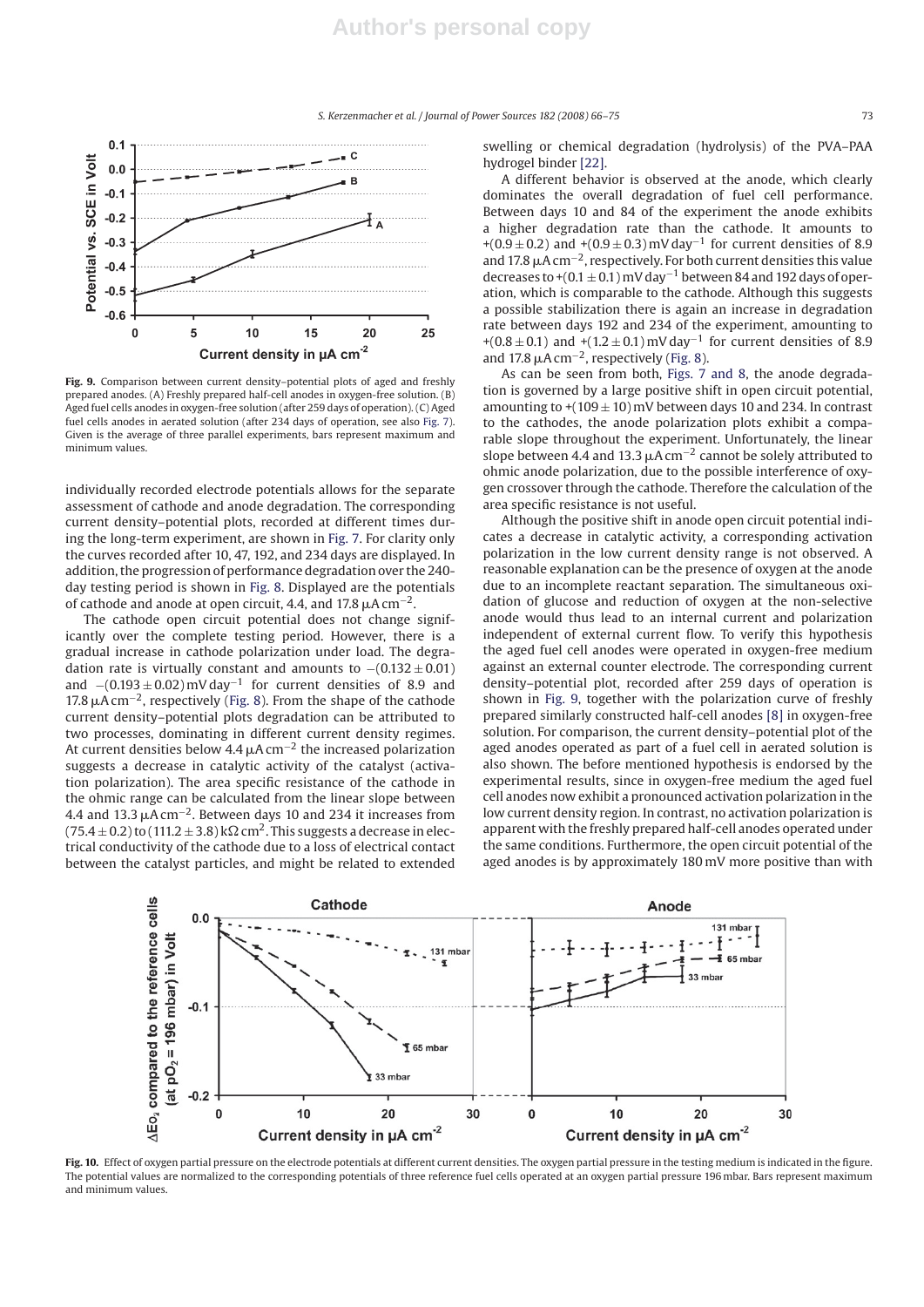Fig. 9. Comparison between current density–potential plots of aged and freshly prepared anodes. (A) Freshly prepared half-cell anodes in oxygen-free solution. (B) Aged fuel cells anodes in oxygen-free solution (after 259 days of operation). (C) Aged fuel cells anodes in aerated solution (after 234 days of operation, see also Fig. 7). Given is the average of three parallel experiments, bars represent maximum and minimum values.

individually recorded electrode potentials allows for the separate assessment of cathode and anode degradation. The corresponding current density–potential plots, recorded at different times during the long-term experiment, are shown in Fig. 7. For clarity only the curves recorded after 10, 47, 192, and 234 days are displayed. In addition, the progression of performance degradation over the 240-day testing period is shown in Fig. 8. Displayed are the potentials of cathode and anode at open circuit, 4.4, and 17.8 $\mu A\,cm^{-2}$.

The cathode open circuit potential does not change significantly over the complete testing period. However, there is a gradual increase in cathode polarization under load. The degradation rate is virtually constant and amounts to $-(0.132 \pm 0.01)$ and $-(0.193 \pm 0.02)\,mV\,day^{-1}$ for current densities of 8.9 and 17.8 $\mu A\,cm^{-2}$, respectively (Fig. 8). From the shape of the cathode current density–potential plots degradation can be attributed to two processes, dominating in different current density regimes. At current densities below 4.4 $\mu A\,cm^{-2}$ the increased polarization suggests a decrease in catalytic activity of the catalyst (activation polarization). The area specific resistance of the cathode in the ohmic range can be calculated from the linear slope between 4.4 and 13.3 $\mu A\,cm^{-2}$. Between days 10 and 234 it increases from $(75.4 \pm 0.2)$ to $(111.2 \pm 3.8)\,k\Omega\,cm^2$. This suggests a decrease in electrical conductivity of the cathode due to a loss of electrical contact between the catalyst particles, and might be related to extended swelling or chemical degradation (hydrolysis) of the PVA–PAA hydrogel binder [22].

A different behavior is observed at the anode, which clearly dominates the overall degradation of fuel cell performance. Between days 10 and 84 of the experiment the anode exhibits a higher degradation rate than the cathode. It amounts to $+(0.9 \pm 0.2)$ and $+(0.9 \pm 0.3)\,mV\,day^{-1}$ for current densities of 8.9 and 17.8 $\mu A\,cm^{-2}$, respectively. For both current densities this value decreases to $+(0.1 \pm 0.1)\,mV\,day^{-1}$ between 84 and 192 days of operation, which is comparable to the cathode. Although this suggests a possible stabilization there is again an increase in degradation rate between days 192 and 234 of the experiment, amounting to $+(0.8 \pm 0.1)$ and $+(1.2 \pm 0.1)\,mV\,day^{-1}$ for current densities of 8.9 and 17.8 $\mu A\,cm^{-2}$, respectively (Fig. 8).

As can be seen from both, Figs. 7 and 8, the anode degradation is governed by a large positive shift in open circuit potential, amounting to $+(109 \pm 10)\,mV$ between days 10 and 234. In contrast to the cathodes, the anode polarization plots exhibit a comparable slope throughout the experiment. Unfortunately, the linear slope between 4.4 and 13.3 $\mu A\,cm^{-2}$ cannot be solely attributed to ohmic anode polarization, due to the possible interference of oxygen crossover through the cathode. Therefore the calculation of the area specific resistance is not useful.

Although the positive shift in anode open circuit potential indicates a decrease in catalytic activity, a corresponding activation polarization in the low current density range is not observed. A reasonable explanation can be the presence of oxygen at the anode due to an incomplete reactant separation. The simultaneous oxidation of glucose and reduction of oxygen at the non-selective anode would thus lead to an internal current and polarization independent of external current flow. To verify this hypothesis the aged fuel cell anodes were operated in oxygen-free medium against an external counter electrode. The corresponding current density–potential plot, recorded after 259 days of operation is shown in Fig. 9, together with the polarization curve of freshly prepared similarly constructed half-cell anodes [8] in oxygen-free solution. For comparison, the current density–potential plot of the aged anodes operated as part of a fuel cell in aerated solution is also shown. The before mentioned hypothesis is endorsed by the experimental results, since in oxygen-free medium the aged fuel cell anodes now exhibit a pronounced activation polarization in the low current density region. In contrast, no activation polarization is apparent with the freshly prepared half-cell anodes operated under the same conditions. Furthermore, the open circuit potential of the aged anodes is by approximately 180 mV more positive than with

Fig. 10. Effect of oxygen partial pressure on the electrode potentials at different current densities. The oxygen partial pressure in the testing medium is indicated in the figure. The potential values are normalized to the corresponding potentials of three reference fuel cells operated at an oxygen partial pressure 196 mbar. Bars represent maximum and minimum values.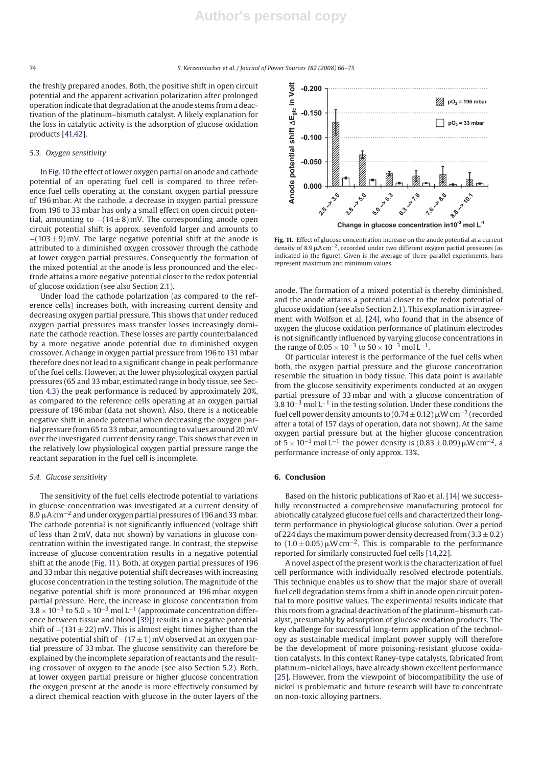the freshly prepared anodes. Both, the positive shift in open circuit potential and the apparent activation polarization after prolonged operation indicate that degradation at the anode stems from a deactivation of the platinum–bismuth catalyst. A likely explanation for the loss in catalytic activity is the adsorption of glucose oxidation products [41,42].

### 5.3. Oxygen sensitivity

In Fig. 10 the effect of lower oxygen partial on anode and cathode potential of an operating fuel cell is compared to three reference fuel cells operating at the constant oxygen partial pressure of 196 mbar. At the cathode, a decrease in oxygen partial pressure from 196 to 33 mbar has only a small effect on open circuit potential, amounting to $-(14 \pm 8)$ mV. The corresponding anode open circuit potential shift is approx. sevenfold larger and amounts to $-(103 \pm 9)$ mV. The large negative potential shift at the anode is attributed to a diminished oxygen crossover through the cathode at lower oxygen partial pressures. Consequently the formation of the mixed potential at the anode is less pronounced and the electrode attains a more negative potential closer to the redox potential of glucose oxidation (see also Section 2.1).

Under load the cathode polarization (as compared to the reference cells) increases both, with increasing current density and decreasing oxygen partial pressure. This shows that under reduced oxygen partial pressures mass transfer losses increasingly dominate the cathode reaction. These losses are partly counterbalanced by a more negative anode potential due to diminished oxygen crossover. A change in oxygen partial pressure from 196 to 131 mbar therefore does not lead to a significant change in peak performance of the fuel cells. However, at the lower physiological oxygen partial pressures (65 and 33 mbar, estimated range in body tissue, see Section 4.3) the peak performance is reduced by approximately 20%, as compared to the reference cells operating at an oxygen partial pressure of 196 mbar (data not shown). Also, there is a noticeable negative shift in anode potential when decreasing the oxygen partial pressure from 65 to 33 mbar, amounting to values around 20 mV over the investigated current density range. This shows that even in the relatively low physiological oxygen partial pressure range the reactant separation in the fuel cell is incomplete.

### 5.4. Glucose sensitivity

The sensitivity of the fuel cells electrode potential to variations in glucose concentration was investigated at a current density of $8.9\,\mu A\,cm^{-2}$ and under oxygen partial pressures of 196 and 33 mbar. The cathode potential is not significantly influenced (voltage shift of less than 2 mV, data not shown) by variations in glucose concentration within the investigated range. In contrast, the stepwise increase of glucose concentration results in a negative potential shift at the anode (Fig. 11). Both, at oxygen partial pressures of 196 and 33 mbar this negative potential shift decreases with increasing glucose concentration in the testing solution. The magnitude of the negative potential shift is more pronounced at 196 mbar oxygen partial pressure. Here, the increase in glucose concentration from $3.8 \times 10^{-3}$ to $5.0 \times 10^{-3}\,mol\,L^{-1}$ (approximate concentration difference between tissue and blood [39]) results in a negative potential shift of $-(131 \pm 22)$ mV. This is almost eight times higher than the negative potential shift of $-(17 \pm 1)$ mV observed at an oxygen partial pressure of 33 mbar. The glucose sensitivity can therefore be explained by the incomplete separation of reactants and the resulting crossover of oxygen to the anode (see also Section 5.2). Both, at lower oxygen partial pressure or higher glucose concentration the oxygen present at the anode is more effectively consumed by a direct chemical reaction with glucose in the outer layers of the anode. The formation of a mixed potential is thereby diminished, and the anode attains a potential closer to the redox potential of glucose oxidation (see also Section 2.1). This explanation is in agreement with Wolfson et al. [24], who found that in the absence of oxygen the glucose oxidation performance of platinum electrodes is not significantly influenced by varying glucose concentrations in the range of $0.05 \times 10^{-3}$ to $50 \times 10^{-3}\,mol\,L^{-1}$.

**Fig. 11.** Effect of glucose concentration increase on the anode potential at a current density of $8.9\,\mu A\,cm^{-2}$, recorded under two different oxygen partial pressures (as indicated in the figure). Given is the average of three parallel experiments, bars represent maximum and minimum values.

Of particular interest is the performance of the fuel cells when both, the oxygen partial pressure and the glucose concentration resemble the situation in body tissue. This data point is available from the glucose sensitivity experiments conducted at an oxygen partial pressure of 33 mbar and with a glucose concentration of $3.8\,10^{-3}\,mol\,L^{-1}$ in the testing solution. Under these conditions the fuel cell power density amounts to $(0.74 \pm 0.12)\,\mu W\,cm^{-2}$ (recorded after a total of 157 days of operation, data not shown). At the same oxygen partial pressure but at the higher glucose concentration of $5 \times 10^{-3}\,mol\,L^{-1}$ the power density is $(0.83 \pm 0.09)\,\mu W\,cm^{-2}$, a performance increase of only approx. 13%.

## 6. Conclusion

Based on the historic publications of Rao et al. [14] we successfully reconstructed a comprehensive manufacturing protocol for abiotically catalyzed glucose fuel cells and characterized their long-term performance in physiological glucose solution. Over a period of 224 days the maximum power density decreased from $(3.3 \pm 0.2)$ to $(1.0 \pm 0.05)\,\mu W\,cm^{-2}$. This is comparable to the performance reported for similarly constructed fuel cells [14,22].

A novel aspect of the present work is the characterization of fuel cell performance with individually resolved electrode potentials. This technique enables us to show that the major share of overall fuel cell degradation stems from a shift in anode open circuit potential to more positive values. The experimental results indicate that this roots from a gradual deactivation of the platinum–bismuth catalyst, presumably by adsorption of glucose oxidation products. The key challenge for successful long-term application of the technology as sustainable medical implant power supply will therefore be the development of more poisoning-resistant glucose oxidation catalysts. In this context Raney-type catalysts, fabricated from platinum–nickel alloys, have already shown excellent performance [25]. However, from the viewpoint of biocompatibility the use of nickel is problematic and future research will have to concentrate on non-toxic alloying partners.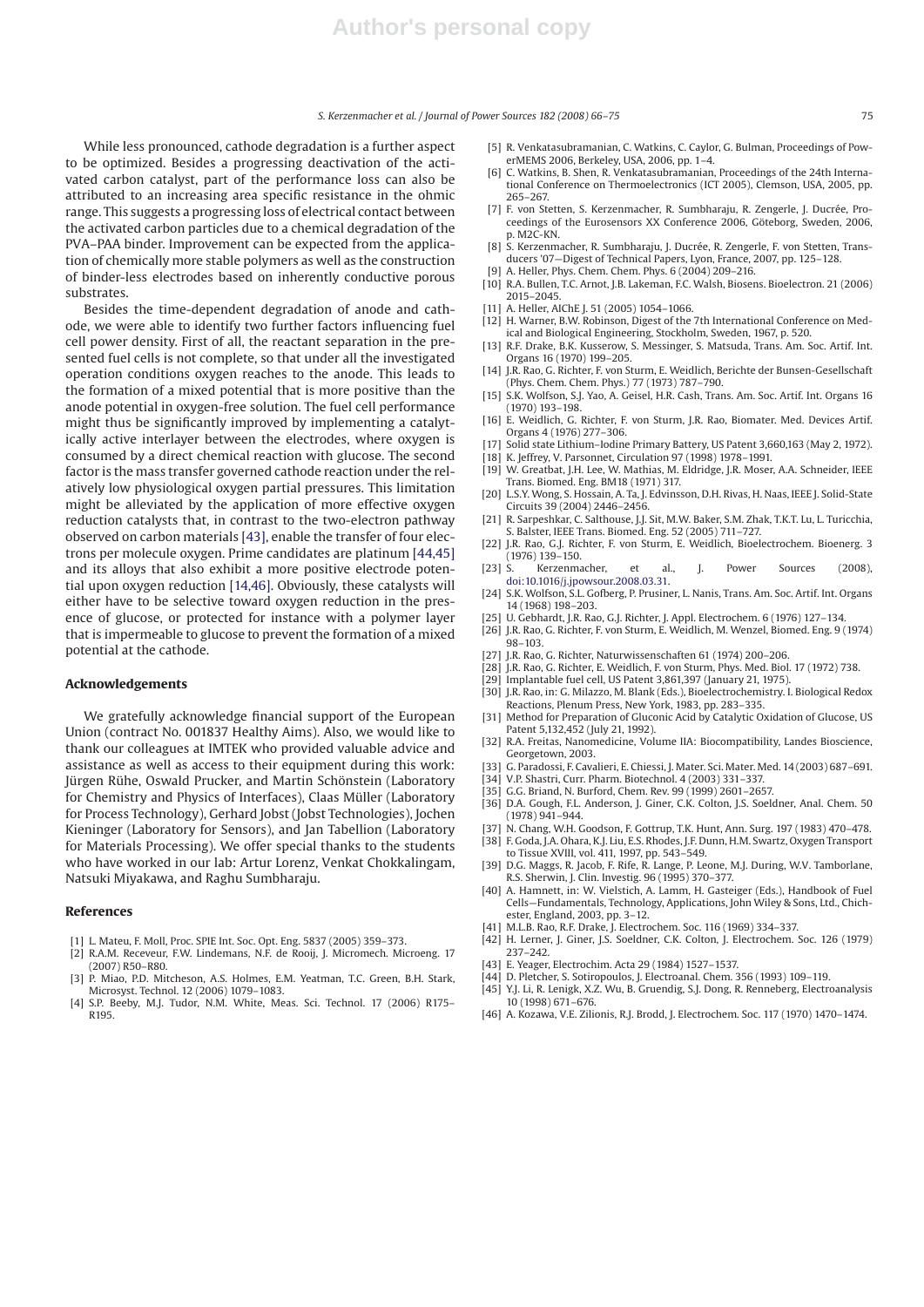While less pronounced, cathode degradation is a further aspect to be optimized. Besides a progressing deactivation of the activated carbon catalyst, part of the performance loss can also be attributed to an increasing area specific resistance in the ohmic range. This suggests a progressing loss of electrical contact between the activated carbon particles due to a chemical degradation of the PVA–PAA binder. Improvement can be expected from the application of chemically more stable polymers as well as the construction of binder-less electrodes based on inherently conductive porous substrates.

Besides the time-dependent degradation of anode and cathode, we were able to identify two further factors influencing fuel cell power density. First of all, the reactant separation in the presented fuel cells is not complete, so that under all the investigated operation conditions oxygen reaches to the anode. This leads to the formation of a mixed potential that is more positive than the anode potential in oxygen-free solution. The fuel cell performance might thus be significantly improved by implementing a catalytically active interlayer between the electrodes, where oxygen is consumed by a direct chemical reaction with glucose. The second factor is the mass transfer governed cathode reaction under the relatively low physiological oxygen partial pressures. This limitation might be alleviated by the application of more effective oxygen reduction catalysts that, in contrast to the two-electron pathway observed on carbon materials [43], enable the transfer of four electrons per molecule oxygen. Prime candidates are platinum [44,45] and its alloys that also exhibit a more positive electrode potential upon oxygen reduction [14,46]. Obviously, these catalysts will either have to be selective toward oxygen reduction in the presence of glucose, or protected for instance with a polymer layer that is impermeable to glucose to prevent the formation of a mixed potential at the cathode.

## Acknowledgements

We gratefully acknowledge financial support of the European Union (contract No. 001837 Healthy Aims). Also, we would like to thank our colleagues at IMTEK who provided valuable advice and assistance as well as access to their equipment during this work: Jürgen Rühe, Oswald Prucker, and Martin Schönstein (Laboratory for Chemistry and Physics of Interfaces), Claas Müller (Laboratory for Process Technology), Gerhard Jobst (Jobst Technologies), Jochen Kieninger (Laboratory for Sensors), and Jan Tabellion (Laboratory for Materials Processing). We offer special thanks to the students who have worked in our lab: Artur Lorenz, Venkat Chokkalingam, Natsuki Miyakawa, and Raghu Sumbharaju.

## References

[1] L. Mateu, F. Moll, Proc. SPIE Int. Soc. Opt. Eng. 5837 (2005) 359–373.
[2] R.A.M. Receveur, F.W. Lindemans, N.F. de Rooij, J. Micromech. Microeng. 17 (2007) R50–R80.
[3] P. Miao, P.D. Mitcheson, A.S. Holmes, E.M. Yeatman, T.C. Green, B.H. Stark, Microsyst. Technol. 12 (2006) 1079–1083.
[4] S.P. Beeby, M.J. Tudor, N.M. White, Meas. Sci. Technol. 17 (2006) R175–R195.
[5] R. Venkatasubramanian, C. Watkins, C. Caylor, G. Bulman, Proceedings of PowerMEMS 2006, Berkeley, USA, 2006, pp. 1–4.
[6] C. Watkins, B. Shen, R. Venkatasubramanian, Proceedings of the 24th International Conference on Thermoelectronics (ICT 2005), Clemson, USA, 2005, pp. 265–267.
[7] F. von Stetten, S. Kerzenmacher, R. Sumbharaju, R. Zengerle, J. Ducrée, Proceedings of the Eurosensors XX Conference 2006, Göteborg, Sweden, 2006, p. M2C-KN.
[8] S. Kerzenmacher, R. Sumbharaju, J. Ducrée, R. Zengerle, F. von Stetten, Transducers '07—Digest of Technical Papers, Lyon, France, 2007, pp. 125–128.
[9] A. Heller, Phys. Chem. Chem. Phys. 6 (2004) 209–216.
[10] R.A. Bullen, T.C. Arnot, J.B. Lakeman, F.C. Walsh, Biosens. Bioelectron. 21 (2006) 2015–2045.
[11] A. Heller, AIChE J. 51 (2005) 1054–1066.
[12] H. Warner, B.W. Robinson, Digest of the 7th International Conference on Medical and Biological Engineering, Stockholm, Sweden, 1967, p. 520.
[13] R.F. Drake, B.K. Kusserow, S. Messinger, S. Matsuda, Trans. Am. Soc. Artif. Int. Organs 16 (1970) 199–205.
[14] J.R. Rao, G. Richter, F. von Sturm, E. Weidlich, Berichte der Bunsen-Gesellschaft (Phys. Chem. Chem. Phys.) 77 (1973) 787–790.
[15] S.K. Wolfson, S.J. Yao, A. Geisel, H.R. Cash, Trans. Am. Soc. Artif. Int. Organs 16 (1970) 193–198.
[16] E. Weidlich, G. Richter, F. von Sturm, J.R. Rao, Biomater. Med. Devices Artif. Organs 4 (1976) 277–306.
[17] Solid state Lithium–Iodine Primary Battery, US Patent 3,660,163 (May 2, 1972).
[18] K. Jeffrey, V. Parsonnet, Circulation 97 (1998) 1978–1991.
[19] W. Greatbat, J.H. Lee, W. Mathias, M. Eldridge, J.R. Moser, A.A. Schneider, IEEE Trans. Biomed. Eng. BM18 (1971) 317.
[20] L.S.Y. Wong, S. Hossain, A. Ta, J. Edvinsson, D.H. Rivas, H. Naas, IEEE J. Solid-State Circuits 39 (2004) 2446–2456.
[21] R. Sarpeshkar, C. Salthouse, J.J. Sit, M.W. Baker, S.M. Zhak, T.K.T. Lu, L. Turicchia, S. Balster, IEEE Trans. Biomed. Eng. 52 (2005) 711–727.
[22] J.R. Rao, G.J. Richter, F. von Sturm, E. Weidlich, Bioelectrochem. Bioenerg. 3 (1976) 139–150.
[23] S. Kerzenmacher, et al., J. Power Sources (2008), doi:10.1016/j.jpowsour.2008.03.31.
[24] S.K. Wolfson, S.L. Gofberg, P. Prusiner, L. Nanis, Trans. Am. Soc. Artif. Int. Organs 14 (1968) 198–203.
[25] U. Gebhardt, J.R. Rao, G.J. Richter, J. Appl. Electrochem. 6 (1976) 127–134.
[26] J.R. Rao, G. Richter, F. von Sturm, E. Weidlich, M. Wenzel, Biomed. Eng. 9 (1974) 98–103.
[27] J.R. Rao, G. Richter, Naturwissenschaften 61 (1974) 200–206.
[28] J.R. Rao, G. Richter, E. Weidlich, F. von Sturm, Phys. Med. Biol. 17 (1972) 738.
[29] Implantable fuel cell, US Patent 3,861,397 (January 21, 1975).
[30] J.R. Rao, in: G. Milazzo, M. Blank (Eds.), Bioelectrochemistry. I. Biological Redox Reactions, Plenum Press, New York, 1983, pp. 283–335.
[31] Method for Preparation of Gluconic Acid by Catalytic Oxidation of Glucose, US Patent 5,132,452 (July 21, 1992).
[32] R.A. Freitas, Nanomedicine, Volume IIA: Biocompatibility, Landes Bioscience, Georgetown, 2003.
[33] G. Paradossi, F. Cavalieri, E. Chiessi, J. Mater. Sci. Mater. Med. 14 (2003) 687–691.
[34] V.P. Shastri, Curr. Pharm. Biotechnol. 4 (2003) 331–337.
[35] G.G. Briand, N. Burford, Chem. Rev. 99 (1999) 2601–2657.
[36] D.A. Gough, F.L. Anderson, J. Giner, C.K. Colton, J.S. Soeldner, Anal. Chem. 50 (1978) 941–944.
[37] N. Chang, W.H. Goodson, F. Gottrup, T.K. Hunt, Ann. Surg. 197 (1983) 470–478.
[38] F. Goda, J.A. Ohara, K.J. Liu, E.S. Rhodes, J.F. Dunn, H.M. Swartz, Oxygen Transport to Tissue XVIII, vol. 411, 1997, pp. 543–549.
[39] D.G. Maggs, R. Jacob, F. Rife, R. Lange, P. Leone, M.J. During, W.V. Tamborlane, R.S. Sherwin, J. Clin. Investig. 96 (1995) 370–377.
[40] A. Hamnett, in: W. Vielstich, A. Lamm, H. Gasteiger (Eds.), Handbook of Fuel Cells—Fundamentals, Technology, Applications, John Wiley & Sons, Ltd., Chichester, England, 2003, pp. 3–12.
[41] M.L.B. Rao, R.F. Drake, J. Electrochem. Soc. 116 (1969) 334–337.
[42] H. Lerner, J. Giner, J.S. Soeldner, C.K. Colton, J. Electrochem. Soc. 126 (1979) 237–242.
[43] E. Yeager, Electrochim. Acta 29 (1984) 1527–1537.
[44] D. Pletcher, S. Sotiropoulos, J. Electroanal. Chem. 356 (1993) 109–119.
[45] Y.J. Li, R. Lenigk, X.Z. Wu, B. Gruendig, S.J. Dong, R. Renneberg, Electroanalysis 10 (1998) 671–676.
[46] A. Kozawa, V.E. Zilionis, R.J. Brodd, J. Electrochem. Soc. 117 (1970) 1470–1474.